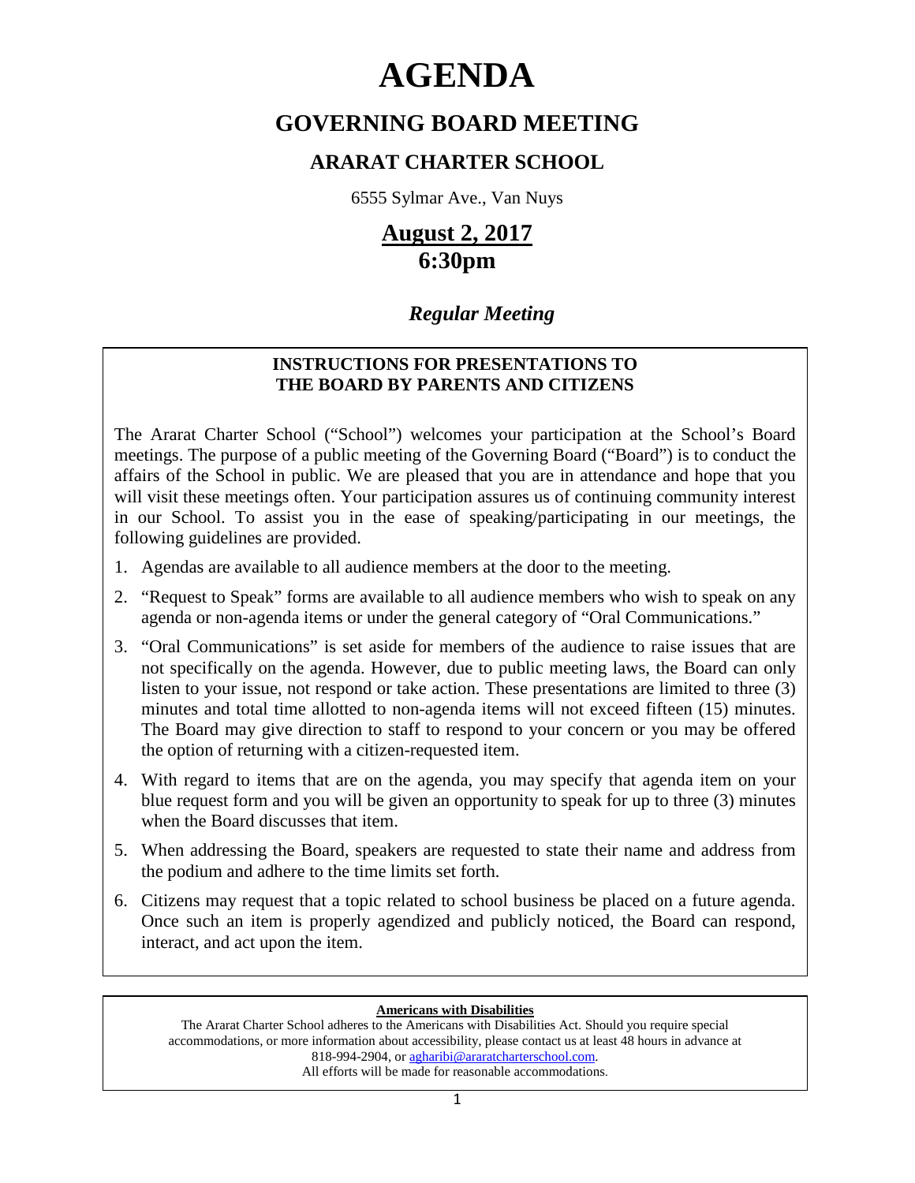# AGENDA

## GOVERNING BOARD MEETING

### ARARAT CHARTER SCHOOL

6555 Sylmar Ave., Van Nuys

## August 2, 2017
## 6:30pm

***Regular Meeting***

**INSTRUCTIONS FOR PRESENTATIONS TO THE BOARD BY PARENTS AND CITIZENS**

The Ararat Charter School ("School") welcomes your participation at the School's Board meetings. The purpose of a public meeting of the Governing Board ("Board") is to conduct the affairs of the School in public. We are pleased that you are in attendance and hope that you will visit these meetings often. Your participation assures us of continuing community interest in our School. To assist you in the ease of speaking/participating in our meetings, the following guidelines are provided.

1. Agendas are available to all audience members at the door to the meeting.
2. "Request to Speak" forms are available to all audience members who wish to speak on any agenda or non-agenda items or under the general category of "Oral Communications."
3. "Oral Communications" is set aside for members of the audience to raise issues that are not specifically on the agenda. However, due to public meeting laws, the Board can only listen to your issue, not respond or take action. These presentations are limited to three (3) minutes and total time allotted to non-agenda items will not exceed fifteen (15) minutes. The Board may give direction to staff to respond to your concern or you may be offered the option of returning with a citizen-requested item.
4. With regard to items that are on the agenda, you may specify that agenda item on your blue request form and you will be given an opportunity to speak for up to three (3) minutes when the Board discusses that item.
5. When addressing the Board, speakers are requested to state their name and address from the podium and adhere to the time limits set forth.
6. Citizens may request that a topic related to school business be placed on a future agenda. Once such an item is properly agendized and publicly noticed, the Board can respond, interact, and act upon the item.

**Americans with Disabilities**

The Ararat Charter School adheres to the Americans with Disabilities Act. Should you require special accommodations, or more information about accessibility, please contact us at least 48 hours in advance at 818-994-2904, or agharibi@araratcharterschool.com.
All efforts will be made for reasonable accommodations.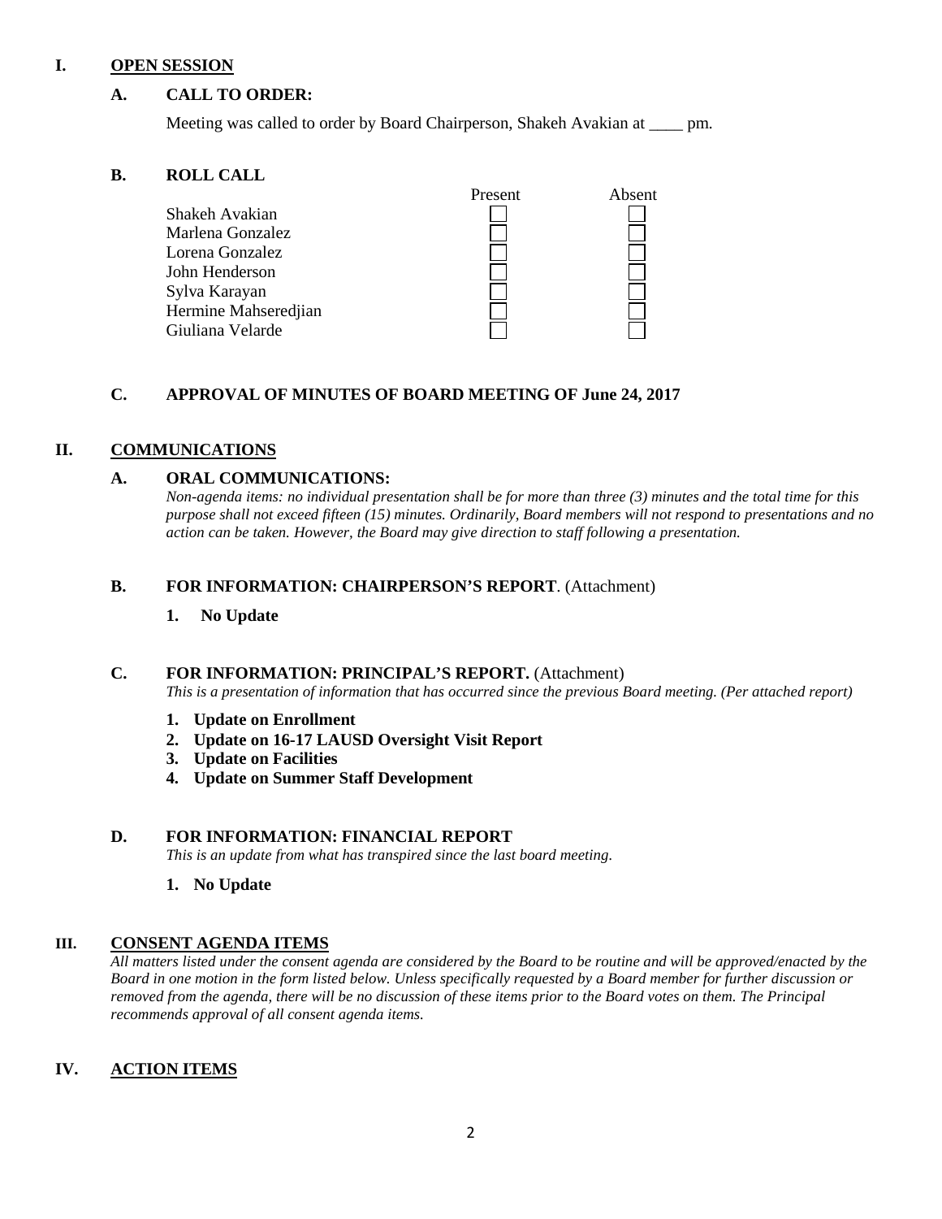# I. OPEN SESSION

## A. CALL TO ORDER:

Meeting was called to order by Board Chairperson, Shakeh Avakian at ____ pm.

## B. ROLL CALL

| | Present | Absent |
|---|---|---|
| Shakeh Avakian | ☐ | ☐ |
| Marlena Gonzalez | ☐ | ☐ |
| Lorena Gonzalez | ☐ | ☐ |
| John Henderson | ☐ | ☐ |
| Sylva Karayan | ☐ | ☐ |
| Hermine Mahseredjian | ☐ | ☐ |
| Giuliana Velarde | ☐ | ☐ |

## C. APPROVAL OF MINUTES OF BOARD MEETING OF June 24, 2017

# II. COMMUNICATIONS

## A. ORAL COMMUNICATIONS:

*Non-agenda items: no individual presentation shall be for more than three (3) minutes and the total time for this purpose shall not exceed fifteen (15) minutes. Ordinarily, Board members will not respond to presentations and no action can be taken. However, the Board may give direction to staff following a presentation.*

## B. FOR INFORMATION: CHAIRPERSON'S REPORT. (Attachment)

1. **No Update**

## C. FOR INFORMATION: PRINCIPAL'S REPORT. (Attachment)

*This is a presentation of information that has occurred since the previous Board meeting. (Per attached report)*

1. **Update on Enrollment**
2. **Update on 16-17 LAUSD Oversight Visit Report**
3. **Update on Facilities**
4. **Update on Summer Staff Development**

## D. FOR INFORMATION: FINANCIAL REPORT

*This is an update from what has transpired since the last board meeting.*

1. **No Update**

# III. CONSENT AGENDA ITEMS

*All matters listed under the consent agenda are considered by the Board to be routine and will be approved/enacted by the Board in one motion in the form listed below. Unless specifically requested by a Board member for further discussion or removed from the agenda, there will be no discussion of these items prior to the Board votes on them. The Principal recommends approval of all consent agenda items.*

# IV. ACTION ITEMS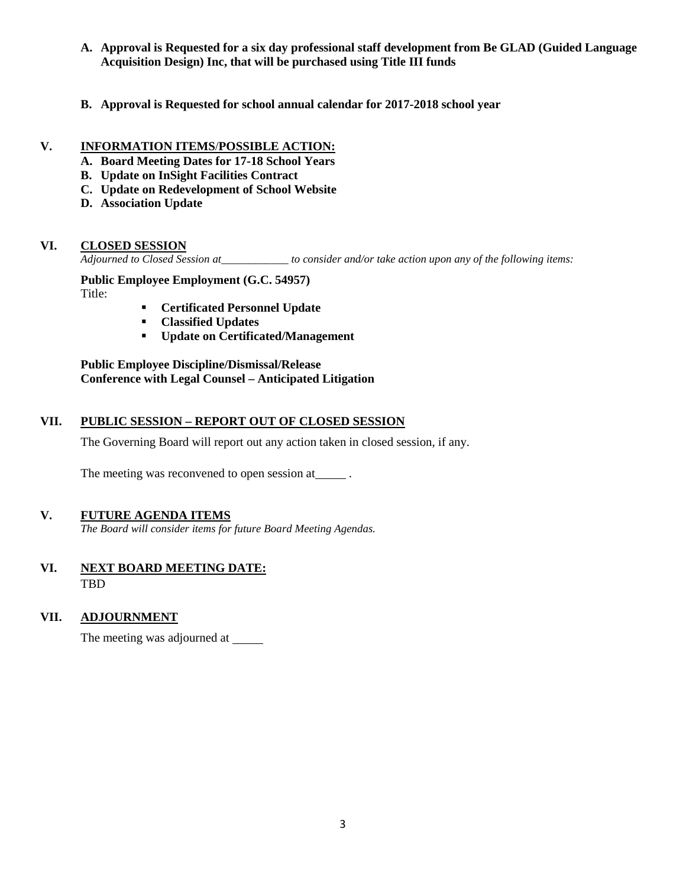**A. Approval is Requested for a six day professional staff development from Be GLAD (Guided Language Acquisition Design) Inc, that will be purchased using Title III funds**

**B. Approval is Requested for school annual calendar for 2017-2018 school year**

## V. INFORMATION ITEMS/POSSIBLE ACTION:

**A. Board Meeting Dates for 17-18 School Years**
**B. Update on InSight Facilities Contract**
**C. Update on Redevelopment of School Website**
**D. Association Update**

## VI. CLOSED SESSION

*Adjourned to Closed Session at\_\_\_\_\_\_\_\_\_\_\_\_ to consider and/or take action upon any of the following items:*

**Public Employee Employment (G.C. 54957)**
Title:

- **Certificated Personnel Update**
- **Classified Updates**
- **Update on Certificated/Management**

**Public Employee Discipline/Dismissal/Release**
**Conference with Legal Counsel – Anticipated Litigation**

## VII. PUBLIC SESSION – REPORT OUT OF CLOSED SESSION

The Governing Board will report out any action taken in closed session, if any.

The meeting was reconvened to open session at\_\_\_\_\_ .

## V. FUTURE AGENDA ITEMS

*The Board will consider items for future Board Meeting Agendas.*

## VI. NEXT BOARD MEETING DATE:

TBD

## VII. ADJOURNMENT

The meeting was adjourned at \_\_\_\_\_